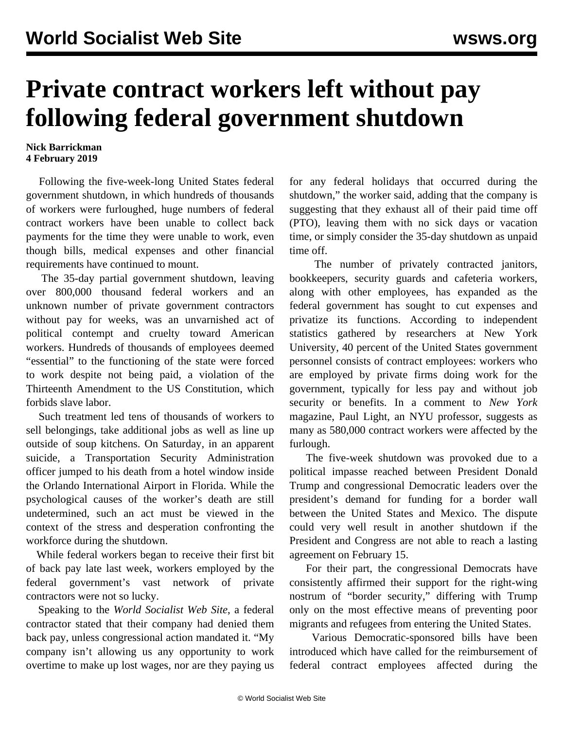# Private contract workers left without pay following federal government shutdown

**Nick Barrickman**
**4 February 2019**

Following the five-week-long United States federal government shutdown, in which hundreds of thousands of workers were furloughed, huge numbers of federal contract workers have been unable to collect back payments for the time they were unable to work, even though bills, medical expenses and other financial requirements have continued to mount.

The 35-day partial government shutdown, leaving over 800,000 thousand federal workers and an unknown number of private government contractors without pay for weeks, was an unvarnished act of political contempt and cruelty toward American workers. Hundreds of thousands of employees deemed "essential" to the functioning of the state were forced to work despite not being paid, a violation of the Thirteenth Amendment to the US Constitution, which forbids slave labor.

Such treatment led tens of thousands of workers to sell belongings, take additional jobs as well as line up outside of soup kitchens. On Saturday, in an apparent suicide, a Transportation Security Administration officer jumped to his death from a hotel window inside the Orlando International Airport in Florida. While the psychological causes of the worker's death are still undetermined, such an act must be viewed in the context of the stress and desperation confronting the workforce during the shutdown.

While federal workers began to receive their first bit of back pay late last week, workers employed by the federal government's vast network of private contractors were not so lucky.

Speaking to the *World Socialist Web Site*, a federal contractor stated that their company had denied them back pay, unless congressional action mandated it. "My company isn't allowing us any opportunity to work overtime to make up lost wages, nor are they paying us for any federal holidays that occurred during the shutdown," the worker said, adding that the company is suggesting that they exhaust all of their paid time off (PTO), leaving them with no sick days or vacation time, or simply consider the 35-day shutdown as unpaid time off.

The number of privately contracted janitors, bookkeepers, security guards and cafeteria workers, along with other employees, has expanded as the federal government has sought to cut expenses and privatize its functions. According to independent statistics gathered by researchers at New York University, 40 percent of the United States government personnel consists of contract employees: workers who are employed by private firms doing work for the government, typically for less pay and without job security or benefits. In a comment to *New York* magazine, Paul Light, an NYU professor, suggests as many as 580,000 contract workers were affected by the furlough.

The five-week shutdown was provoked due to a political impasse reached between President Donald Trump and congressional Democratic leaders over the president's demand for funding for a border wall between the United States and Mexico. The dispute could very well result in another shutdown if the President and Congress are not able to reach a lasting agreement on February 15.

For their part, the congressional Democrats have consistently affirmed their support for the right-wing nostrum of "border security," differing with Trump only on the most effective means of preventing poor migrants and refugees from entering the United States.

Various Democratic-sponsored bills have been introduced which have called for the reimbursement of federal contract employees affected during the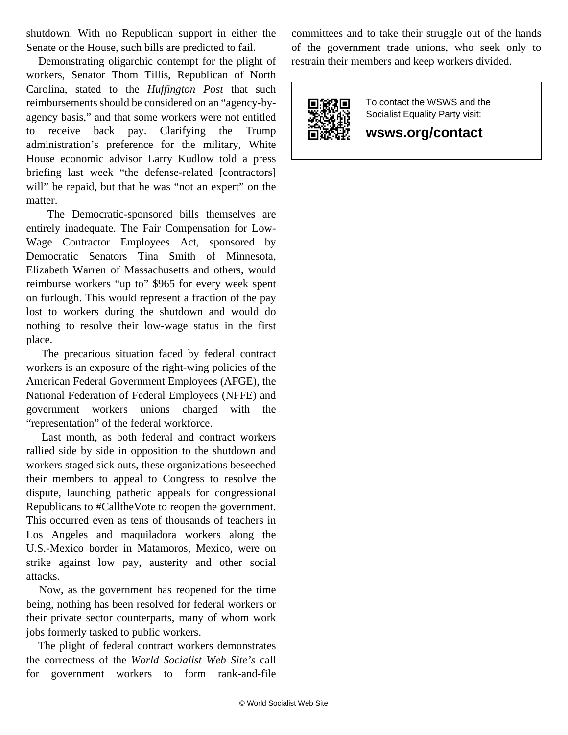shutdown. With no Republican support in either the Senate or the House, such bills are predicted to fail.

Demonstrating oligarchic contempt for the plight of workers, Senator Thom Tillis, Republican of North Carolina, stated to the *Huffington Post* that such reimbursements should be considered on an "agency-by-agency basis," and that some workers were not entitled to receive back pay. Clarifying the Trump administration's preference for the military, White House economic advisor Larry Kudlow told a press briefing last week "the defense-related [contractors] will" be repaid, but that he was "not an expert" on the matter.

The Democratic-sponsored bills themselves are entirely inadequate. The Fair Compensation for Low-Wage Contractor Employees Act, sponsored by Democratic Senators Tina Smith of Minnesota, Elizabeth Warren of Massachusetts and others, would reimburse workers "up to" $965 for every week spent on furlough. This would represent a fraction of the pay lost to workers during the shutdown and would do nothing to resolve their low-wage status in the first place.

The precarious situation faced by federal contract workers is an exposure of the right-wing policies of the American Federal Government Employees (AFGE), the National Federation of Federal Employees (NFFE) and government workers unions charged with the "representation" of the federal workforce.

Last month, as both federal and contract workers rallied side by side in opposition to the shutdown and workers staged sick outs, these organizations beseeched their members to appeal to Congress to resolve the dispute, launching pathetic appeals for congressional Republicans to #CalltheVote to reopen the government. This occurred even as tens of thousands of teachers in Los Angeles and maquiladora workers along the U.S.-Mexico border in Matamoros, Mexico, were on strike against low pay, austerity and other social attacks.

Now, as the government has reopened for the time being, nothing has been resolved for federal workers or their private sector counterparts, many of whom work jobs formerly tasked to public workers.

The plight of federal contract workers demonstrates the correctness of the *World Socialist Web Site's* call for government workers to form rank-and-file committees and to take their struggle out of the hands of the government trade unions, who seek only to restrain their members and keep workers divided.

To contact the WSWS and the Socialist Equality Party visit:

**wsws.org/contact**